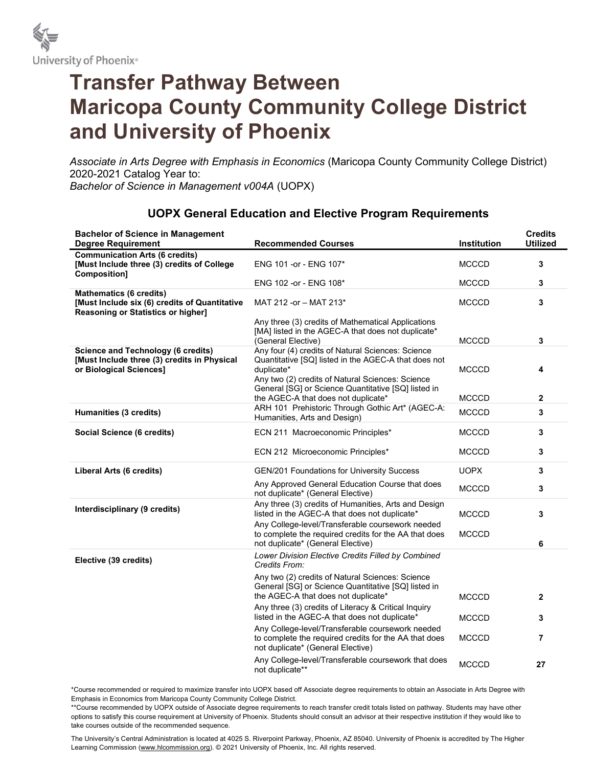University of Phoenix®

# Transfer Pathway Between Maricopa County Community College District and University of Phoenix

*Associate in Arts Degree with Emphasis in Economics* (Maricopa County Community College District) 2020-2021 Catalog Year to:
*Bachelor of Science in Management v004A* (UOPX)

## UOPX General Education and Elective Program Requirements

| Bachelor of Science in Management Degree Requirement | Recommended Courses | Institution | Credits Utilized |
|---|---|---|---|
| **Communication Arts (6 credits) [Must Include three (3) credits of College Composition]** | ENG 101 -or - ENG 107* | MCCCD | 3 |
| | ENG 102 -or - ENG 108* | MCCCD | 3 |
| **Mathematics (6 credits) [Must Include six (6) credits of Quantitative Reasoning or Statistics or higher]** | MAT 212 -or – MAT 213* | MCCCD | 3 |
| | Any three (3) credits of Mathematical Applications [MA] listed in the AGEC-A that does not duplicate* (General Elective) | MCCCD | 3 |
| **Science and Technology (6 credits) [Must Include three (3) credits in Physical or Biological Sciences]** | Any four (4) credits of Natural Sciences: Science Quantitative [SQ] listed in the AGEC-A that does not duplicate* | MCCCD | 4 |
| | Any two (2) credits of Natural Sciences: Science General [SG] or Science Quantitative [SQ] listed in the AGEC-A that does not duplicate* | MCCCD | 2 |
| **Humanities (3 credits)** | ARH 101 Prehistoric Through Gothic Art* (AGEC-A: Humanities, Arts and Design) | MCCCD | 3 |
| **Social Science (6 credits)** | ECN 211 Macroeconomic Principles* | MCCCD | 3 |
| | ECN 212 Microeconomic Principles* | MCCCD | 3 |
| **Liberal Arts (6 credits)** | GEN/201 Foundations for University Success | UOPX | 3 |
| | Any Approved General Education Course that does not duplicate* (General Elective) | MCCCD | 3 |
| **Interdisciplinary (9 credits)** | Any three (3) credits of Humanities, Arts and Design listed in the AGEC-A that does not duplicate* | MCCCD | 3 |
| | Any College-level/Transferable coursework needed to complete the required credits for the AA that does not duplicate* (General Elective) | MCCCD | 6 |
| **Elective (39 credits)** | *Lower Division Elective Credits Filled by Combined Credits From:* | | |
| | Any two (2) credits of Natural Sciences: Science General [SG] or Science Quantitative [SQ] listed in the AGEC-A that does not duplicate* | MCCCD | 2 |
| | Any three (3) credits of Literacy & Critical Inquiry listed in the AGEC-A that does not duplicate* | MCCCD | 3 |
| | Any College-level/Transferable coursework needed to complete the required credits for the AA that does not duplicate* (General Elective) | MCCCD | 7 |
| | Any College-level/Transferable coursework that does not duplicate** | MCCCD | 27 |

*Course recommended or required to maximize transfer into UOPX based off Associate degree requirements to obtain an Associate in Arts Degree with Emphasis in Economics from Maricopa County Community College District.

**Course recommended by UOPX outside of Associate degree requirements to reach transfer credit totals listed on pathway. Students may have other options to satisfy this course requirement at University of Phoenix. Students should consult an advisor at their respective institution if they would like to take courses outside of the recommended sequence.

The University's Central Administration is located at 4025 S. Riverpoint Parkway, Phoenix, AZ 85040. University of Phoenix is accredited by The Higher Learning Commission (www.hlcommission.org). © 2021 University of Phoenix, Inc. All rights reserved.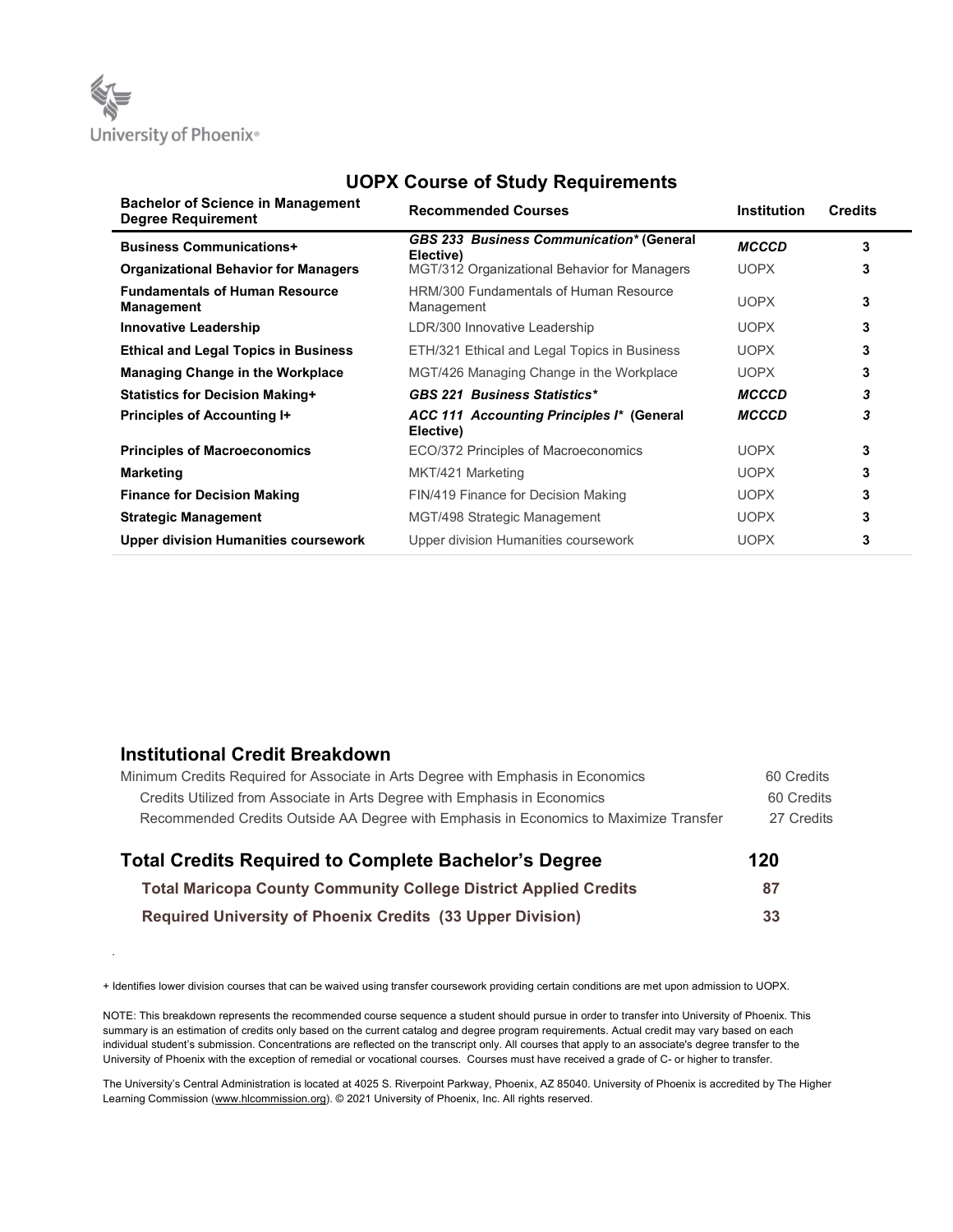University of Phoenix®

## UOPX Course of Study Requirements

| Bachelor of Science in Management Degree Requirement | Recommended Courses | Institution | Credits |
|---|---|---|---|
| **Business Communications+** | ***GBS 233 Business Communication\* (General Elective)*** | ***MCCCD*** | **3** |
| **Organizational Behavior for Managers** | MGT/312 Organizational Behavior for Managers | UOPX | **3** |
| **Fundamentals of Human Resource Management** | HRM/300 Fundamentals of Human Resource Management | UOPX | **3** |
| **Innovative Leadership** | LDR/300 Innovative Leadership | UOPX | **3** |
| **Ethical and Legal Topics in Business** | ETH/321 Ethical and Legal Topics in Business | UOPX | **3** |
| **Managing Change in the Workplace** | MGT/426 Managing Change in the Workplace | UOPX | **3** |
| **Statistics for Decision Making+** | ***GBS 221 Business Statistics\**** | ***MCCCD*** | ***3*** |
| **Principles of Accounting I+** | ***ACC 111 Accounting Principles I\* (General Elective)*** | ***MCCCD*** | ***3*** |
| **Principles of Macroeconomics** | ECO/372 Principles of Macroeconomics | UOPX | **3** |
| **Marketing** | MKT/421 Marketing | UOPX | **3** |
| **Finance for Decision Making** | FIN/419 Finance for Decision Making | UOPX | **3** |
| **Strategic Management** | MGT/498 Strategic Management | UOPX | **3** |
| **Upper division Humanities coursework** | Upper division Humanities coursework | UOPX | **3** |

## Institutional Credit Breakdown

| | |
|---|---|
| Minimum Credits Required for Associate in Arts Degree with Emphasis in Economics | 60 Credits |
| Credits Utilized from Associate in Arts Degree with Emphasis in Economics | 60 Credits |
| Recommended Credits Outside AA Degree with Emphasis in Economics to Maximize Transfer | 27 Credits |

| | |
|---|---|
| **Total Credits Required to Complete Bachelor's Degree** | **120** |
| **Total Maricopa County Community College District Applied Credits** | **87** |
| **Required University of Phoenix Credits (33 Upper Division)** | **33** |

+ Identifies lower division courses that can be waived using transfer coursework providing certain conditions are met upon admission to UOPX.

NOTE: This breakdown represents the recommended course sequence a student should pursue in order to transfer into University of Phoenix. This summary is an estimation of credits only based on the current catalog and degree program requirements. Actual credit may vary based on each individual student's submission. Concentrations are reflected on the transcript only. All courses that apply to an associate's degree transfer to the University of Phoenix with the exception of remedial or vocational courses. Courses must have received a grade of C- or higher to transfer.

The University's Central Administration is located at 4025 S. Riverpoint Parkway, Phoenix, AZ 85040. University of Phoenix is accredited by The Higher Learning Commission (www.hlcommission.org). © 2021 University of Phoenix, Inc. All rights reserved.